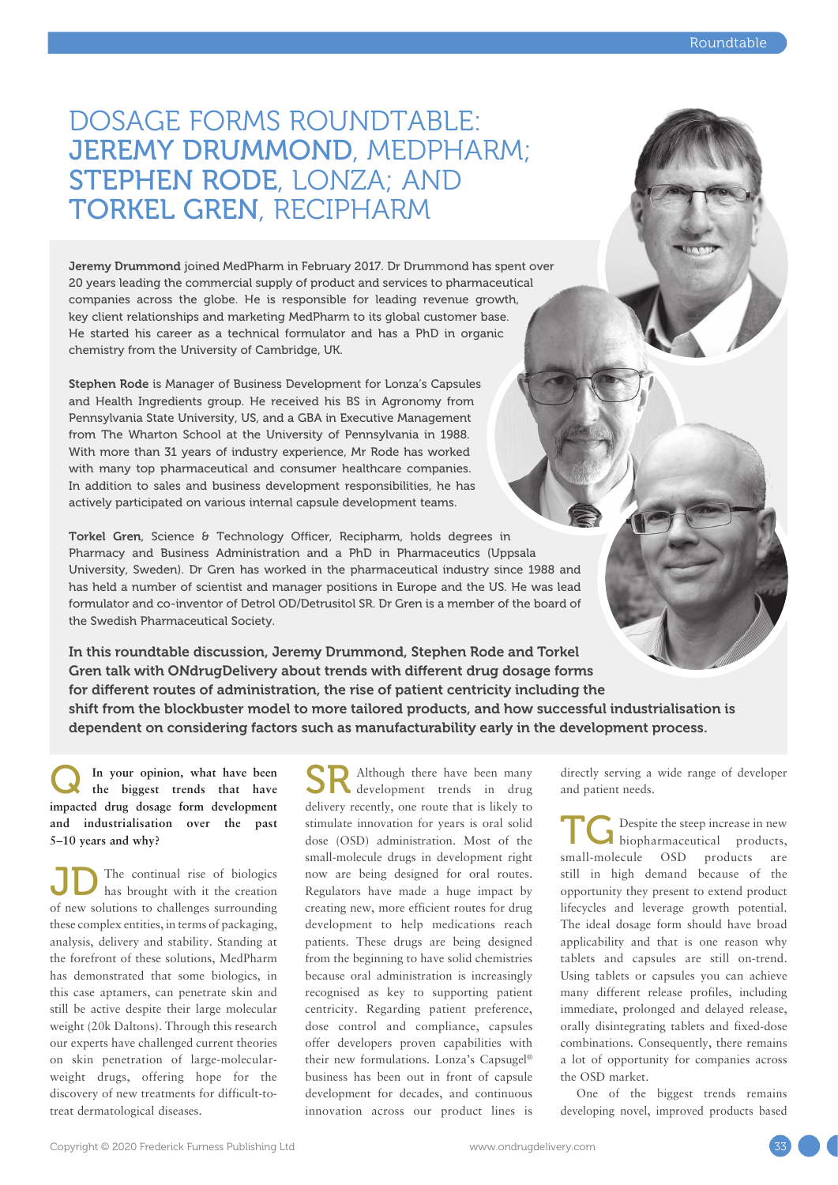# DOSAGE FORMS ROUNDTABLE: JEREMY DRUMMOND, MEDPHARM; STEPHEN RODE, LONZA; AND TORKEL GREN, RECIPHARM

**Jeremy Drummond** joined MedPharm in February 2017. Dr Drummond has spent over 20 years leading the commercial supply of product and services to pharmaceutical companies across the globe. He is responsible for leading revenue growth, key client relationships and marketing MedPharm to its global customer base. He started his career as a technical formulator and has a PhD in organic chemistry from the University of Cambridge, UK.

**Stephen Rode** is Manager of Business Development for Lonza's Capsules and Health Ingredients group. He received his BS in Agronomy from Pennsylvania State University, US, and a GBA in Executive Management from The Wharton School at the University of Pennsylvania in 1988. With more than 31 years of industry experience, Mr Rode has worked with many top pharmaceutical and consumer healthcare companies. In addition to sales and business development responsibilities, he has actively participated on various internal capsule development teams.

**Torkel Gren**, Science & Technology Officer, Recipharm, holds degrees in Pharmacy and Business Administration and a PhD in Pharmaceutics (Uppsala University, Sweden). Dr Gren has worked in the pharmaceutical industry since 1988 and has held a number of scientist and manager positions in Europe and the US. He was lead formulator and co-inventor of Detrol OD/Detrusitol SR. Dr Gren is a member of the board of the Swedish Pharmaceutical Society.

**In this roundtable discussion, Jeremy Drummond, Stephen Rode and Torkel Gren talk with ONdrugDelivery about trends with different drug dosage forms for different routes of administration, the rise of patient centricity including the shift from the blockbuster model to more tailored products, and how successful industrialisation is dependent on considering factors such as manufacturability early in the development process.**

**Q In your opinion, what have been the biggest trends that have impacted drug dosage form development and industrialisation over the past 5–10 years and why?**

**JD** The continual rise of biologics has brought with it the creation of new solutions to challenges surrounding these complex entities, in terms of packaging, analysis, delivery and stability. Standing at the forefront of these solutions, MedPharm has demonstrated that some biologics, in this case aptamers, can penetrate skin and still be active despite their large molecular weight (20k Daltons). Through this research our experts have challenged current theories on skin penetration of large-molecular-weight drugs, offering hope for the discovery of new treatments for difficult-to-treat dermatological diseases.

**SR** Although there have been many development trends in drug delivery recently, one route that is likely to stimulate innovation for years is oral solid dose (OSD) administration. Most of the small-molecule drugs in development right now are being designed for oral routes. Regulators have made a huge impact by creating new, more efficient routes for drug development to help medications reach patients. These drugs are being designed from the beginning to have solid chemistries because oral administration is increasingly recognised as key to supporting patient centricity. Regarding patient preference, dose control and compliance, capsules offer developers proven capabilities with their new formulations. Lonza's Capsugel® business has been out in front of capsule development for decades, and continuous innovation across our product lines is directly serving a wide range of developer and patient needs.

**TG** Despite the steep increase in new biopharmaceutical products, small-molecule OSD products are still in high demand because of the opportunity they present to extend product lifecycles and leverage growth potential. The ideal dosage form should have broad applicability and that is one reason why tablets and capsules are still on-trend. Using tablets or capsules you can achieve many different release profiles, including immediate, prolonged and delayed release, orally disintegrating tablets and fixed-dose combinations. Consequently, there remains a lot of opportunity for companies across the OSD market.

One of the biggest trends remains developing novel, improved products based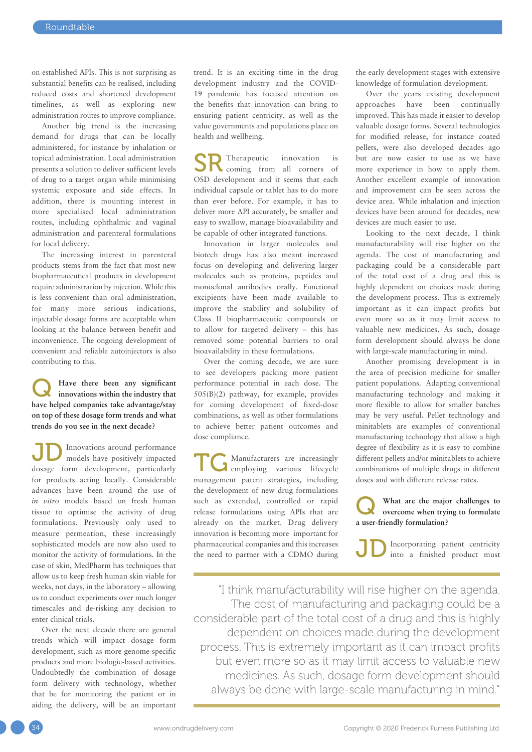on established APIs. This is not surprising as substantial benefits can be realised, including reduced costs and shortened development timelines, as well as exploring new administration routes to improve compliance.

Another big trend is the increasing demand for drugs that can be locally administered, for instance by inhalation or topical administration. Local administration presents a solution to deliver sufficient levels of drug to a target organ while minimising systemic exposure and side effects. In addition, there is mounting interest in more specialised local administration routes, including ophthalmic and vaginal administration and parenteral formulations for local delivery.

The increasing interest in parenteral products stems from the fact that most new biopharmaceutical products in development require administration by injection. While this is less convenient than oral administration, for many more serious indications, injectable dosage forms are acceptable when looking at the balance between benefit and inconvenience. The ongoing development of convenient and reliable autoinjectors is also contributing to this.

**Q Have there been any significant innovations within the industry that have helped companies take advantage/stay on top of these dosage form trends and what trends do you see in the next decade?**

**JD** Innovations around performance models have positively impacted dosage form development, particularly for products acting locally. Considerable advances have been around the use of *in vitro* models based on fresh human tissue to optimise the activity of drug formulations. Previously only used to measure permeation, these increasingly sophisticated models are now also used to monitor the activity of formulations. In the case of skin, MedPharm has techniques that allow us to keep fresh human skin viable for weeks, not days, in the laboratory – allowing us to conduct experiments over much longer timescales and de-risking any decision to enter clinical trials.

Over the next decade there are general trends which will impact dosage form development, such as more genome-specific products and more biologic-based activities. Undoubtedly the combination of dosage form delivery with technology, whether that be for monitoring the patient or in aiding the delivery, will be an important trend. It is an exciting time in the drug development industry and the COVID-19 pandemic has focused attention on the benefits that innovation can bring to ensuring patient centricity, as well as the value governments and populations place on health and wellbeing.

**SR** Therapeutic innovation is coming from all corners of OSD development and it seems that each individual capsule or tablet has to do more than ever before. For example, it has to deliver more API accurately, be smaller and easy to swallow, manage bioavailability and be capable of other integrated functions.

Innovation in larger molecules and biotech drugs has also meant increased focus on developing and delivering larger molecules such as proteins, peptides and monoclonal antibodies orally. Functional excipients have been made available to improve the stability and solubility of Class II biopharmaceutic compounds or to allow for targeted delivery – this has removed some potential barriers to oral bioavailability in these formulations.

Over the coming decade, we are sure to see developers packing more patient performance potential in each dose. The 505(B)(2) pathway, for example, provides for coming development of fixed-dose combinations, as well as other formulations to achieve better patient outcomes and dose compliance.

**TG** Manufacturers are increasingly employing various lifecycle management patent strategies, including the development of new drug formulations such as extended, controlled or rapid release formulations using APIs that are already on the market. Drug delivery innovation is becoming more important for pharmaceutical companies and this increases the need to partner with a CDMO during the early development stages with extensive knowledge of formulation development.

Over the years existing development approaches have been continually improved. This has made it easier to develop valuable dosage forms. Several technologies for modified release, for instance coated pellets, were also developed decades ago but are now easier to use as we have more experience in how to apply them. Another excellent example of innovation and improvement can be seen across the device area. While inhalation and injection devices have been around for decades, new devices are much easier to use.

Looking to the next decade, I think manufacturability will rise higher on the agenda. The cost of manufacturing and packaging could be a considerable part of the total cost of a drug and this is highly dependent on choices made during the development process. This is extremely important as it can impact profits but even more so as it may limit access to valuable new medicines. As such, dosage form development should always be done with large-scale manufacturing in mind.

Another promising development is in the area of precision medicine for smaller patient populations. Adapting conventional manufacturing technology and making it more flexible to allow for smaller batches may be very useful. Pellet technology and minitablets are examples of conventional manufacturing technology that allow a high degree of flexibility as it is easy to combine different pellets and/or minitablets to achieve combinations of multiple drugs in different doses and with different release rates.

**Q What are the major challenges to overcome when trying to formulate a user-friendly formulation?**

**JD** Incorporating patient centricity into a finished product must

> "I think manufacturability will rise higher on the agenda. The cost of manufacturing and packaging could be a considerable part of the total cost of a drug and this is highly dependent on choices made during the development process. This is extremely important as it can impact profits but even more so as it may limit access to valuable new medicines. As such, dosage form development should always be done with large-scale manufacturing in mind."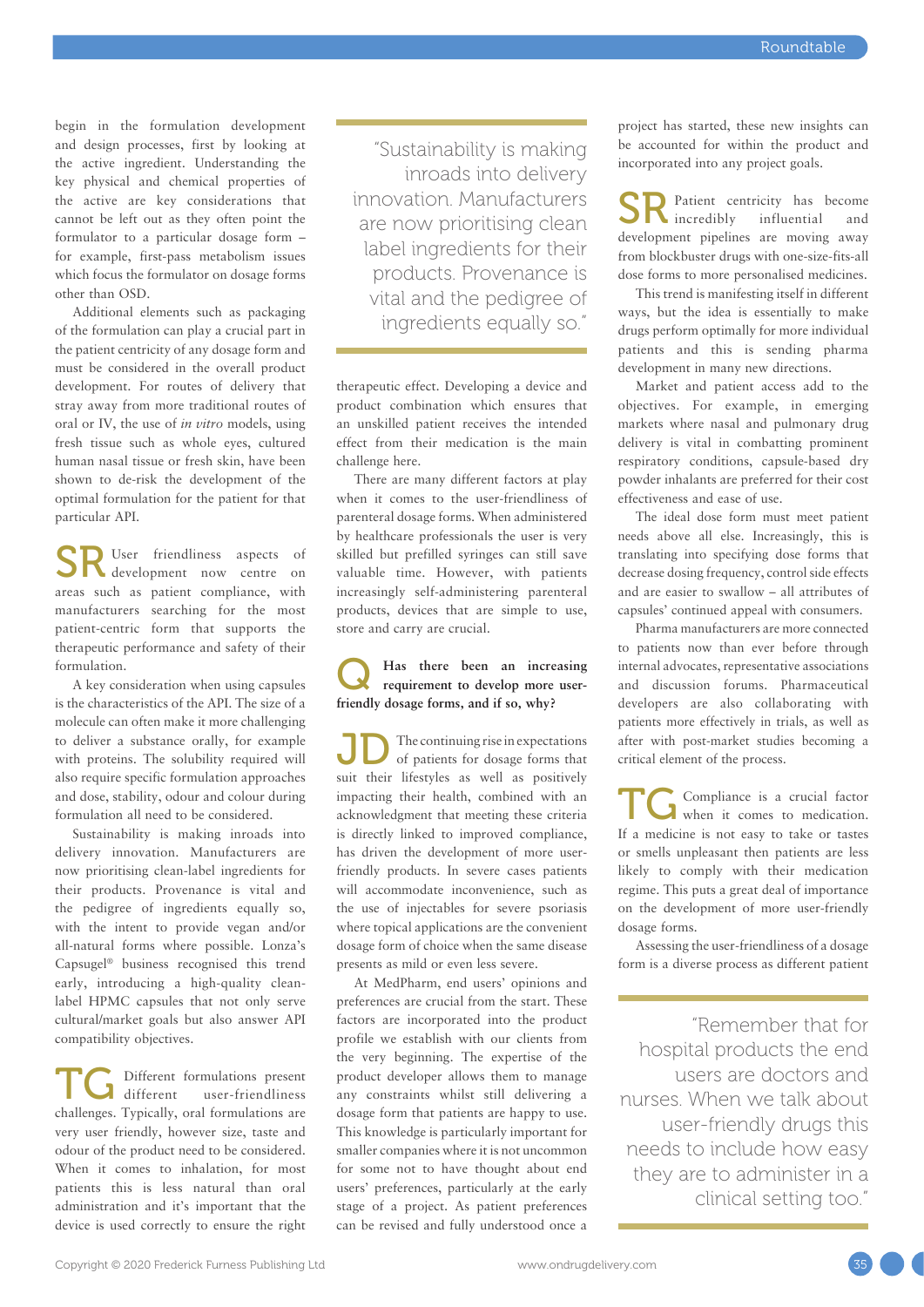begin in the formulation development and design processes, first by looking at the active ingredient. Understanding the key physical and chemical properties of the active are key considerations that cannot be left out as they often point the formulator to a particular dosage form – for example, first-pass metabolism issues which focus the formulator on dosage forms other than OSD.

Additional elements such as packaging of the formulation can play a crucial part in the patient centricity of any dosage form and must be considered in the overall product development. For routes of delivery that stray away from more traditional routes of oral or IV, the use of *in vitro* models, using fresh tissue such as whole eyes, cultured human nasal tissue or fresh skin, have been shown to de-risk the development of the optimal formulation for the patient for that particular API.

**SR** User friendliness aspects of development now centre on areas such as patient compliance, with manufacturers searching for the most patient-centric form that supports the therapeutic performance and safety of their formulation.

A key consideration when using capsules is the characteristics of the API. The size of a molecule can often make it more challenging to deliver a substance orally, for example with proteins. The solubility required will also require specific formulation approaches and dose, stability, odour and colour during formulation all need to be considered.

Sustainability is making inroads into delivery innovation. Manufacturers are now prioritising clean-label ingredients for their products. Provenance is vital and the pedigree of ingredients equally so, with the intent to provide vegan and/or all-natural forms where possible. Lonza's Capsugel® business recognised this trend early, introducing a high-quality clean-label HPMC capsules that not only serve cultural/market goals but also answer API compatibility objectives.

**TG** Different formulations present different user-friendliness challenges. Typically, oral formulations are very user friendly, however size, taste and odour of the product need to be considered. When it comes to inhalation, for most patients this is less natural than oral administration and it's important that the device is used correctly to ensure the right therapeutic effect. Developing a device and product combination which ensures that an unskilled patient receives the intended effect from their medication is the main challenge here.

> "Sustainability is making inroads into delivery innovation. Manufacturers are now prioritising clean label ingredients for their products. Provenance is vital and the pedigree of ingredients equally so."

There are many different factors at play when it comes to the user-friendliness of parenteral dosage forms. When administered by healthcare professionals the user is very skilled but prefilled syringes can still save valuable time. However, with patients increasingly self-administering parenteral products, devices that are simple to use, store and carry are crucial.

**Q Has there been an increasing requirement to develop more user-friendly dosage forms, and if so, why?**

**JD** The continuing rise in expectations of patients for dosage forms that suit their lifestyles as well as positively impacting their health, combined with an acknowledgment that meeting these criteria is directly linked to improved compliance, has driven the development of more user-friendly products. In severe cases patients will accommodate inconvenience, such as the use of injectables for severe psoriasis where topical applications are the convenient dosage form of choice when the same disease presents as mild or even less severe.

At MedPharm, end users' opinions and preferences are crucial from the start. These factors are incorporated into the product profile we establish with our clients from the very beginning. The expertise of the product developer allows them to manage any constraints whilst still delivering a dosage form that patients are happy to use. This knowledge is particularly important for smaller companies where it is not uncommon for some not to have thought about end users' preferences, particularly at the early stage of a project. As patient preferences can be revised and fully understood once a project has started, these new insights can be accounted for within the product and incorporated into any project goals.

**SR** Patient centricity has become incredibly influential and development pipelines are moving away from blockbuster drugs with one-size-fits-all dose forms to more personalised medicines.

This trend is manifesting itself in different ways, but the idea is essentially to make drugs perform optimally for more individual patients and this is sending pharma development in many new directions.

Market and patient access add to the objectives. For example, in emerging markets where nasal and pulmonary drug delivery is vital in combatting prominent respiratory conditions, capsule-based dry powder inhalants are preferred for their cost effectiveness and ease of use.

The ideal dose form must meet patient needs above all else. Increasingly, this is translating into specifying dose forms that decrease dosing frequency, control side effects and are easier to swallow – all attributes of capsules' continued appeal with consumers.

Pharma manufacturers are more connected to patients now than ever before through internal advocates, representative associations and discussion forums. Pharmaceutical developers are also collaborating with patients more effectively in trials, as well as after with post-market studies becoming a critical element of the process.

**TG** Compliance is a crucial factor when it comes to medication. If a medicine is not easy to take or tastes or smells unpleasant then patients are less likely to comply with their medication regime. This puts a great deal of importance on the development of more user-friendly dosage forms.

Assessing the user-friendliness of a dosage form is a diverse process as different patient

> "Remember that for hospital products the end users are doctors and nurses. When we talk about user-friendly drugs this needs to include how easy they are to administer in a clinical setting too."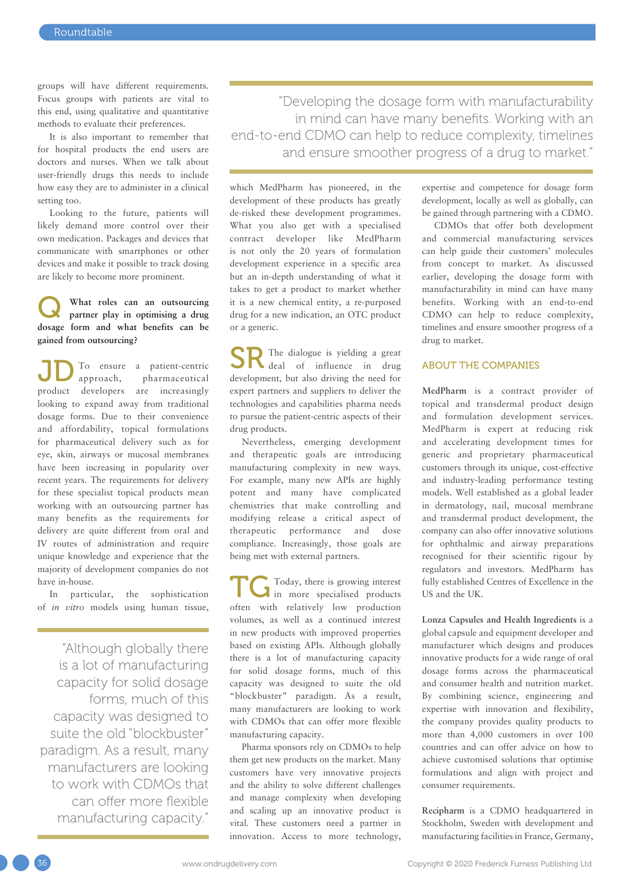groups will have different requirements. Focus groups with patients are vital to this end, using qualitative and quantitative methods to evaluate their preferences.

It is also important to remember that for hospital products the end users are doctors and nurses. When we talk about user-friendly drugs this needs to include how easy they are to administer in a clinical setting too.

Looking to the future, patients will likely demand more control over their own medication. Packages and devices that communicate with smartphones or other devices and make it possible to track dosing are likely to become more prominent.

**Q What roles can an outsourcing partner play in optimising a drug dosage form and what benefits can be gained from outsourcing?**

**JD** To ensure a patient-centric approach, pharmaceutical product developers are increasingly looking to expand away from traditional dosage forms. Due to their convenience and affordability, topical formulations for pharmaceutical delivery such as for eye, skin, airways or mucosal membranes have been increasing in popularity over recent years. The requirements for delivery for these specialist topical products mean working with an outsourcing partner has many benefits as the requirements for delivery are quite different from oral and IV routes of administration and require unique knowledge and experience that the majority of development companies do not have in-house.

In particular, the sophistication of *in vitro* models using human tissue, which MedPharm has pioneered, in the development of these products has greatly de-risked these development programmes. What you also get with a specialised contract developer like MedPharm is not only the 20 years of formulation development experience in a specific area but an in-depth understanding of what it takes to get a product to market whether it is a new chemical entity, a re-purposed drug for a new indication, an OTC product or a generic.

> "Although globally there is a lot of manufacturing capacity for solid dosage forms, much of this capacity was designed to suite the old "blockbuster" paradigm. As a result, many manufacturers are looking to work with CDMOs that can offer more flexible manufacturing capacity."

**SR** The dialogue is yielding a great deal of influence in drug development, but also driving the need for expert partners and suppliers to deliver the technologies and capabilities pharma needs to pursue the patient-centric aspects of their drug products.

Nevertheless, emerging development and therapeutic goals are introducing manufacturing complexity in new ways. For example, many new APIs are highly potent and many have complicated chemistries that make controlling and modifying release a critical aspect of therapeutic performance and dose compliance. Increasingly, those goals are being met with external partners.

**TG** Today, there is growing interest in more specialised products often with relatively low production volumes, as well as a continued interest in new products with improved properties based on existing APIs. Although globally there is a lot of manufacturing capacity for solid dosage forms, much of this capacity was designed to suite the old "blockbuster" paradigm. As a result, many manufacturers are looking to work with CDMOs that can offer more flexible manufacturing capacity.

Pharma sponsors rely on CDMOs to help them get new products on the market. Many customers have very innovative projects and the ability to solve different challenges and manage complexity when developing and scaling up an innovative product is vital. These customers need a partner in innovation. Access to more technology, expertise and competence for dosage form development, locally as well as globally, can be gained through partnering with a CDMO.

> "Developing the dosage form with manufacturability in mind can have many benefits. Working with an end-to-end CDMO can help to reduce complexity, timelines and ensure smoother progress of a drug to market."

CDMOs that offer both development and commercial manufacturing services can help guide their customers' molecules from concept to market. As discussed earlier, developing the dosage form with manufacturability in mind can have many benefits. Working with an end-to-end CDMO can help to reduce complexity, timelines and ensure smoother progress of a drug to market.

## ABOUT THE COMPANIES

**MedPharm** is a contract provider of topical and transdermal product design and formulation development services. MedPharm is expert at reducing risk and accelerating development times for generic and proprietary pharmaceutical customers through its unique, cost-effective and industry-leading performance testing models. Well established as a global leader in dermatology, nail, mucosal membrane and transdermal product development, the company can also offer innovative solutions for ophthalmic and airway preparations recognised for their scientific rigour by regulators and investors. MedPharm has fully established Centres of Excellence in the US and the UK.

**Lonza Capsules and Health Ingredients** is a global capsule and equipment developer and manufacturer which designs and produces innovative products for a wide range of oral dosage forms across the pharmaceutical and consumer health and nutrition market. By combining science, engineering and expertise with innovation and flexibility, the company provides quality products to more than 4,000 customers in over 100 countries and can offer advice on how to achieve customised solutions that optimise formulations and align with project and consumer requirements.

**Recipharm** is a CDMO headquartered in Stockholm, Sweden with development and manufacturing facilities in France, Germany,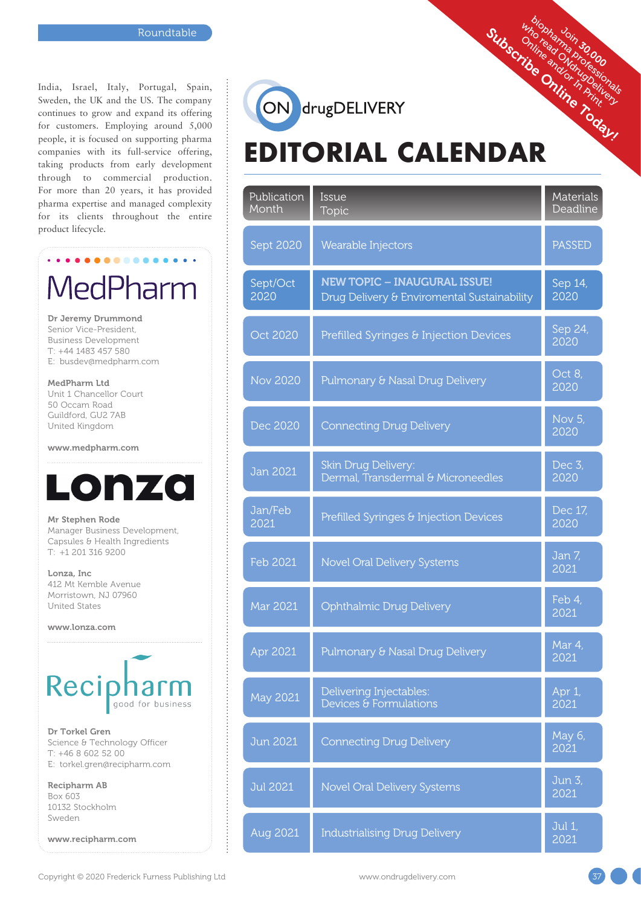India, Israel, Italy, Portugal, Spain, Sweden, the UK and the US. The company continues to grow and expand its offering for customers. Employing around 5,000 people, it is focused on supporting pharma companies with its full-service offering, taking products from early development through to commercial production. For more than 20 years, it has provided pharma expertise and managed complexity for its clients throughout the entire product lifecycle.

MedPharm

**Dr Jeremy Drummond**
Senior Vice-President,
Business Development
T: +44 1483 457 580
E: busdev@medpharm.com

**MedPharm Ltd**
Unit 1 Chancellor Court
50 Occam Road
Guildford, GU2 7AB
United Kingdom

**www.medpharm.com**

Lonza

**Mr Stephen Rode**
Manager Business Development,
Capsules & Health Ingredients
T: +1 201 316 9200

**Lonza, Inc**
412 Mt Kemble Avenue
Morristown, NJ 07960
United States

**www.lonza.com**

Recipharm
good for business

**Dr Torkel Gren**
Science & Technology Officer
T: +46 8 602 52 00
E: torkel.gren@recipharm.com

**Recipharm AB**
Box 603
10132 Stockholm
Sweden

**www.recipharm.com**

ON drugDELIVERY

Join 30,000 biopharma professionals who read ONdrugDelivery Online and/or In Print
Subscribe Online Today!

# EDITORIAL CALENDAR

| Publication Month | Issue Topic | Materials Deadline |
|---|---|---|
| Sept 2020 | Wearable Injectors | PASSED |
| Sept/Oct 2020 | **NEW TOPIC – INAUGURAL ISSUE!** Drug Delivery & Environmental Sustainability | Sep 14, 2020 |
| Oct 2020 | Prefilled Syringes & Injection Devices | Sep 24, 2020 |
| Nov 2020 | Pulmonary & Nasal Drug Delivery | Oct 8, 2020 |
| Dec 2020 | Connecting Drug Delivery | Nov 5, 2020 |
| Jan 2021 | Skin Drug Delivery: Dermal, Transdermal & Microneedles | Dec 3, 2020 |
| Jan/Feb 2021 | Prefilled Syringes & Injection Devices | Dec 17, 2020 |
| Feb 2021 | Novel Oral Delivery Systems | Jan 7, 2021 |
| Mar 2021 | Ophthalmic Drug Delivery | Feb 4, 2021 |
| Apr 2021 | Pulmonary & Nasal Drug Delivery | Mar 4, 2021 |
| May 2021 | Delivering Injectables: Devices & Formulations | Apr 1, 2021 |
| Jun 2021 | Connecting Drug Delivery | May 6, 2021 |
| Jul 2021 | Novel Oral Delivery Systems | Jun 3, 2021 |
| Aug 2021 | Industrialising Drug Delivery | Jul 1, 2021 |

Copyright © 2020 Frederick Furness Publishing Ltd